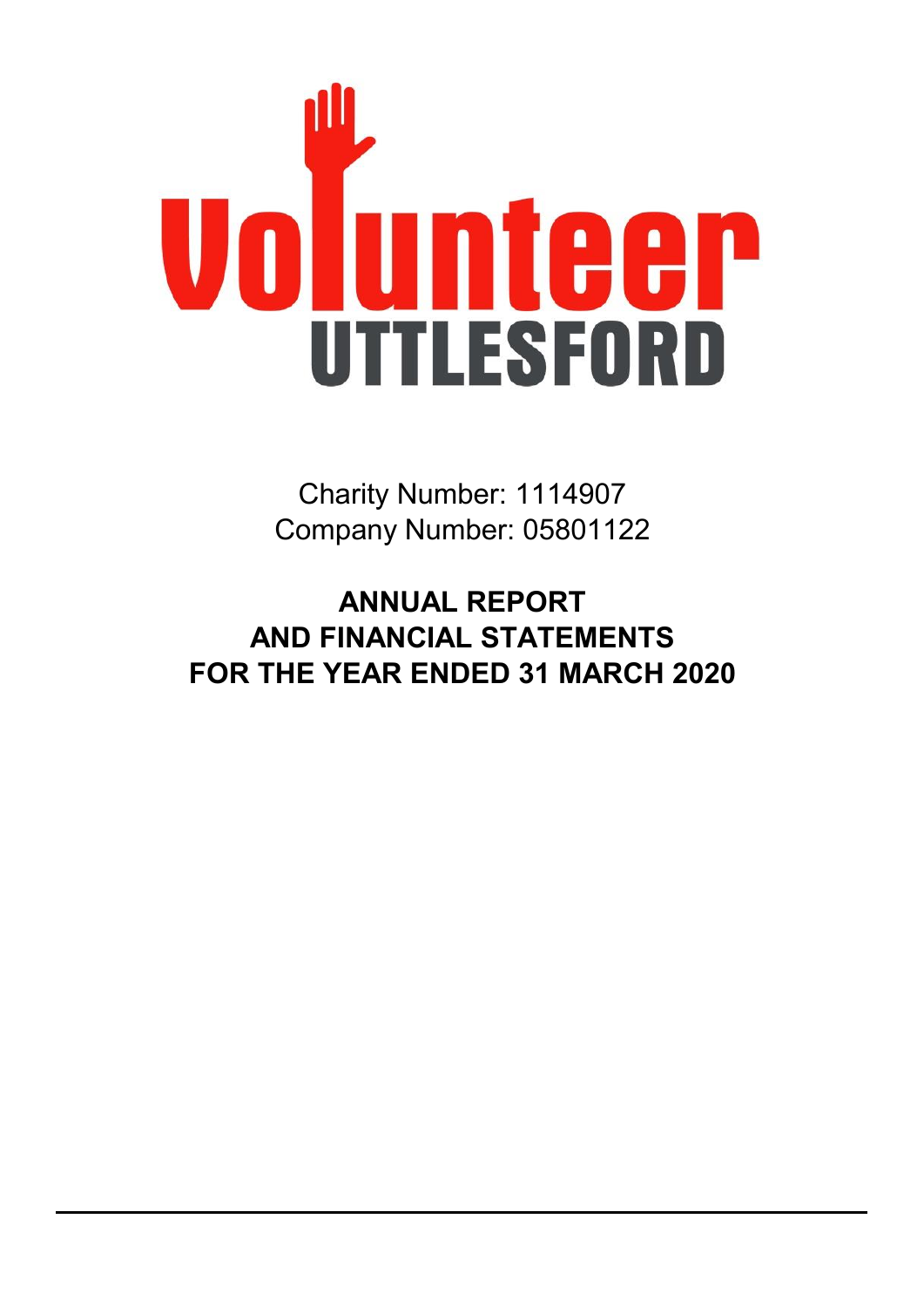# Volunteer UTTLESFORD

Charity Number: 1114907
Company Number: 05801122

**ANNUAL REPORT AND FINANCIAL STATEMENTS FOR THE YEAR ENDED 31 MARCH 2020**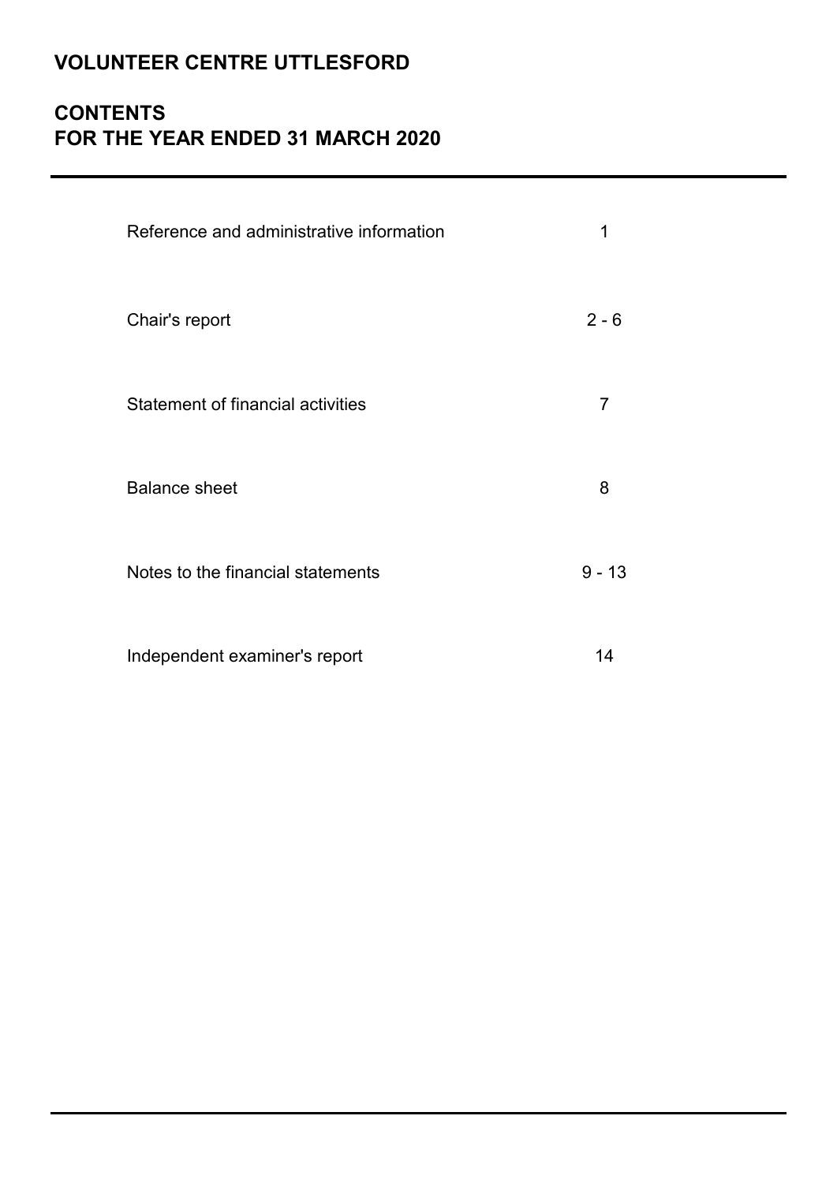# VOLUNTEER CENTRE UTTLESFORD

## CONTENTS
## FOR THE YEAR ENDED 31 MARCH 2020

| | |
|---|---|
| Reference and administrative information | 1 |
| Chair's report | 2 - 6 |
| Statement of financial activities | 7 |
| Balance sheet | 8 |
| Notes to the financial statements | 9 - 13 |
| Independent examiner's report | 14 |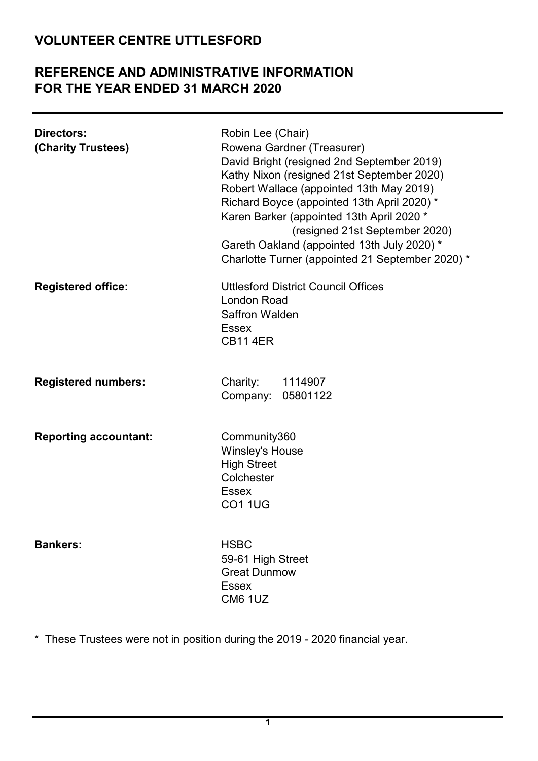# VOLUNTEER CENTRE UTTLESFORD

## REFERENCE AND ADMINISTRATIVE INFORMATION FOR THE YEAR ENDED 31 MARCH 2020

| | |
|---|---|
| **Directors:** **(Charity Trustees)** | Robin Lee (Chair)<br>Rowena Gardner (Treasurer)<br>David Bright (resigned 2nd September 2019)<br>Kathy Nixon (resigned 21st September 2020)<br>Robert Wallace (appointed 13th May 2019)<br>Richard Boyce (appointed 13th April 2020) *<br>Karen Barker (appointed 13th April 2020 * (resigned 21st September 2020)<br>Gareth Oakland (appointed 13th July 2020) *<br>Charlotte Turner (appointed 21 September 2020) * |
| **Registered office:** | Uttlesford District Council Offices<br>London Road<br>Saffron Walden<br>Essex<br>CB11 4ER |
| **Registered numbers:** | Charity: 1114907<br>Company: 05801122 |
| **Reporting accountant:** | Community360<br>Winsley's House<br>High Street<br>Colchester<br>Essex<br>CO1 1UG |
| **Bankers:** | HSBC<br>59-61 High Street<br>Great Dunmow<br>Essex<br>CM6 1UZ |

* These Trustees were not in position during the 2019 - 2020 financial year.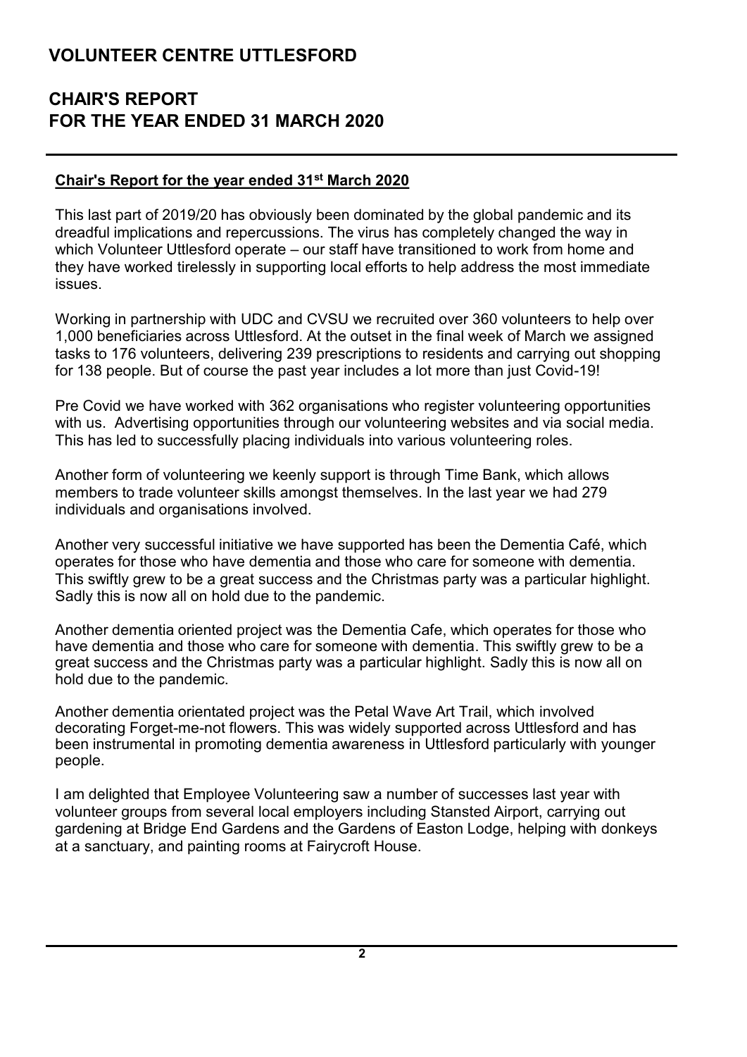# VOLUNTEER CENTRE UTTLESFORD

# CHAIR'S REPORT FOR THE YEAR ENDED 31 MARCH 2020

**Chair's Report for the year ended 31st March 2020**

This last part of 2019/20 has obviously been dominated by the global pandemic and its dreadful implications and repercussions. The virus has completely changed the way in which Volunteer Uttlesford operate – our staff have transitioned to work from home and they have worked tirelessly in supporting local efforts to help address the most immediate issues.

Working in partnership with UDC and CVSU we recruited over 360 volunteers to help over 1,000 beneficiaries across Uttlesford. At the outset in the final week of March we assigned tasks to 176 volunteers, delivering 239 prescriptions to residents and carrying out shopping for 138 people. But of course the past year includes a lot more than just Covid-19!

Pre Covid we have worked with 362 organisations who register volunteering opportunities with us. Advertising opportunities through our volunteering websites and via social media. This has led to successfully placing individuals into various volunteering roles.

Another form of volunteering we keenly support is through Time Bank, which allows members to trade volunteer skills amongst themselves. In the last year we had 279 individuals and organisations involved.

Another very successful initiative we have supported has been the Dementia Café, which operates for those who have dementia and those who care for someone with dementia. This swiftly grew to be a great success and the Christmas party was a particular highlight. Sadly this is now all on hold due to the pandemic.

Another dementia oriented project was the Dementia Cafe, which operates for those who have dementia and those who care for someone with dementia. This swiftly grew to be a great success and the Christmas party was a particular highlight. Sadly this is now all on hold due to the pandemic.

Another dementia orientated project was the Petal Wave Art Trail, which involved decorating Forget-me-not flowers. This was widely supported across Uttlesford and has been instrumental in promoting dementia awareness in Uttlesford particularly with younger people.

I am delighted that Employee Volunteering saw a number of successes last year with volunteer groups from several local employers including Stansted Airport, carrying out gardening at Bridge End Gardens and the Gardens of Easton Lodge, helping with donkeys at a sanctuary, and painting rooms at Fairycroft House.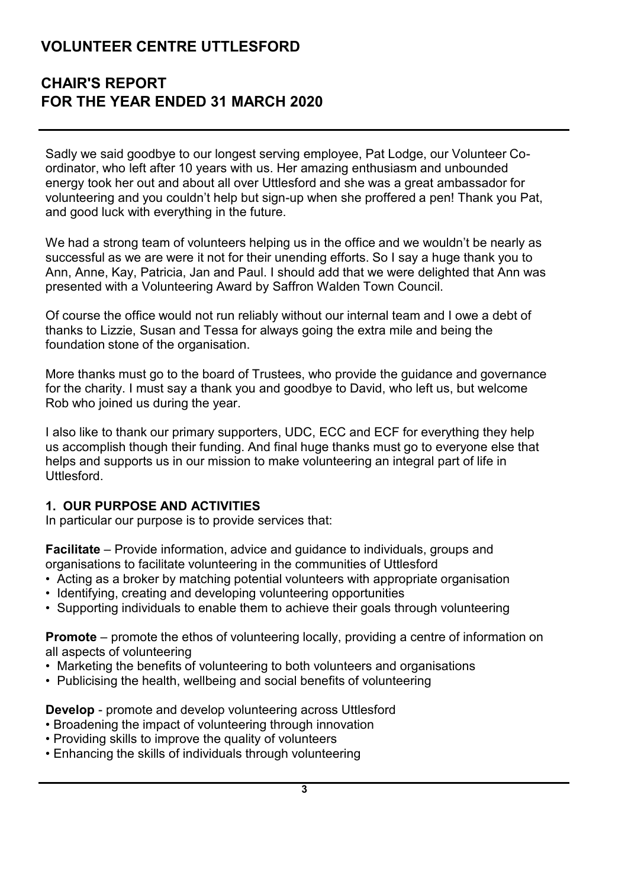# VOLUNTEER CENTRE UTTLESFORD

## CHAIR'S REPORT FOR THE YEAR ENDED 31 MARCH 2020

Sadly we said goodbye to our longest serving employee, Pat Lodge, our Volunteer Co-ordinator, who left after 10 years with us. Her amazing enthusiasm and unbounded energy took her out and about all over Uttlesford and she was a great ambassador for volunteering and you couldn't help but sign-up when she proffered a pen! Thank you Pat, and good luck with everything in the future.

We had a strong team of volunteers helping us in the office and we wouldn't be nearly as successful as we are were it not for their unending efforts. So I say a huge thank you to Ann, Anne, Kay, Patricia, Jan and Paul. I should add that we were delighted that Ann was presented with a Volunteering Award by Saffron Walden Town Council.

Of course the office would not run reliably without our internal team and I owe a debt of thanks to Lizzie, Susan and Tessa for always going the extra mile and being the foundation stone of the organisation.

More thanks must go to the board of Trustees, who provide the guidance and governance for the charity. I must say a thank you and goodbye to David, who left us, but welcome Rob who joined us during the year.

I also like to thank our primary supporters, UDC, ECC and ECF for everything they help us accomplish though their funding. And final huge thanks must go to everyone else that helps and supports us in our mission to make volunteering an integral part of life in Uttlesford.

### 1. OUR PURPOSE AND ACTIVITIES

In particular our purpose is to provide services that:

**Facilitate** – Provide information, advice and guidance to individuals, groups and organisations to facilitate volunteering in the communities of Uttlesford

- Acting as a broker by matching potential volunteers with appropriate organisation
- Identifying, creating and developing volunteering opportunities
- Supporting individuals to enable them to achieve their goals through volunteering

**Promote** – promote the ethos of volunteering locally, providing a centre of information on all aspects of volunteering

- Marketing the benefits of volunteering to both volunteers and organisations
- Publicising the health, wellbeing and social benefits of volunteering

**Develop** - promote and develop volunteering across Uttlesford

- Broadening the impact of volunteering through innovation
- Providing skills to improve the quality of volunteers
- Enhancing the skills of individuals through volunteering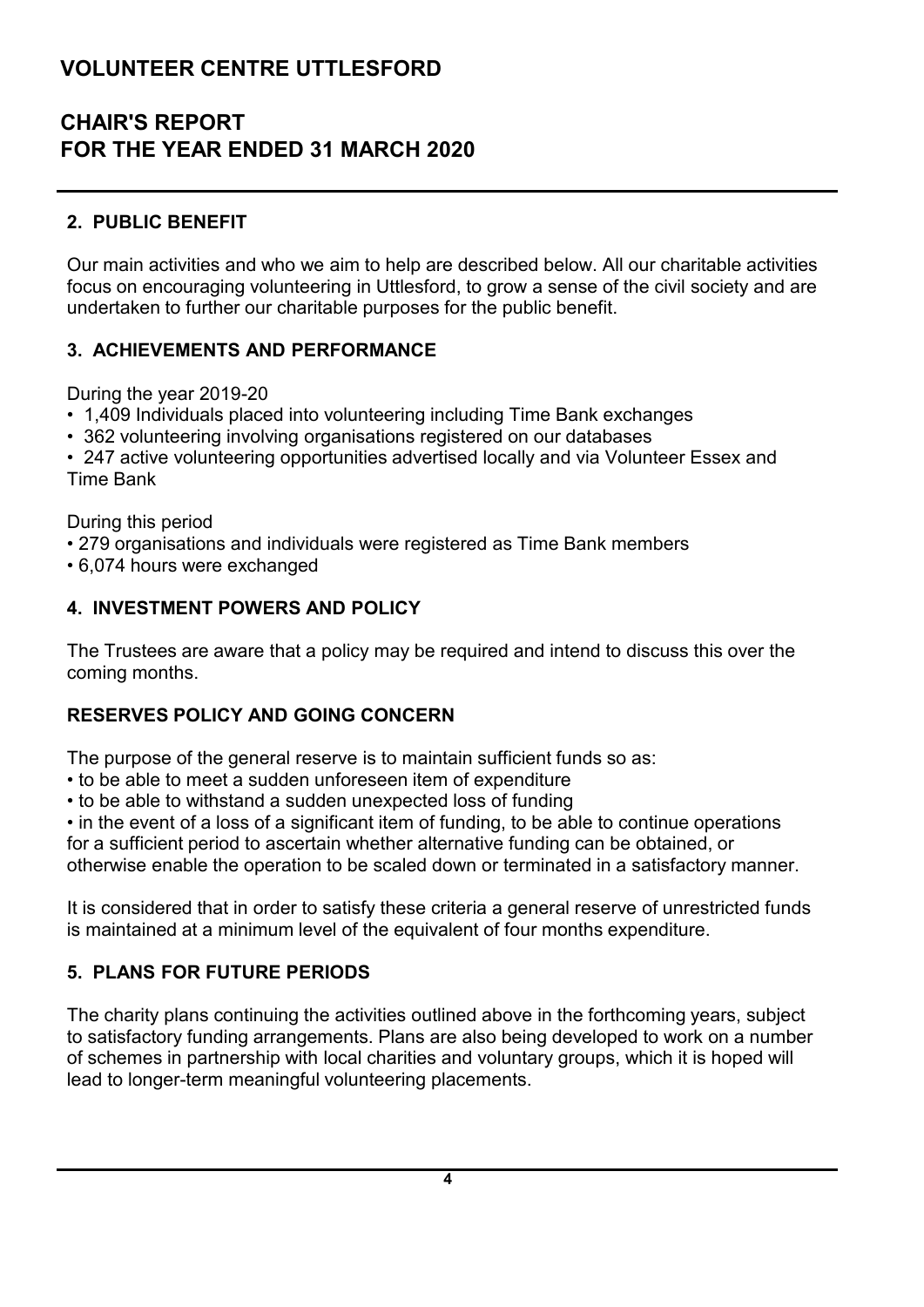# VOLUNTEER CENTRE UTTLESFORD

## CHAIR'S REPORT
## FOR THE YEAR ENDED 31 MARCH 2020

### 2. PUBLIC BENEFIT

Our main activities and who we aim to help are described below. All our charitable activities focus on encouraging volunteering in Uttlesford, to grow a sense of the civil society and are undertaken to further our charitable purposes for the public benefit.

### 3. ACHIEVEMENTS AND PERFORMANCE

During the year 2019-20

- 1,409 Individuals placed into volunteering including Time Bank exchanges
- 362 volunteering involving organisations registered on our databases
- 247 active volunteering opportunities advertised locally and via Volunteer Essex and Time Bank

During this period

- 279 organisations and individuals were registered as Time Bank members
- 6,074 hours were exchanged

### 4. INVESTMENT POWERS AND POLICY

The Trustees are aware that a policy may be required and intend to discuss this over the coming months.

### RESERVES POLICY AND GOING CONCERN

The purpose of the general reserve is to maintain sufficient funds so as:

- to be able to meet a sudden unforeseen item of expenditure
- to be able to withstand a sudden unexpected loss of funding
- in the event of a loss of a significant item of funding, to be able to continue operations for a sufficient period to ascertain whether alternative funding can be obtained, or otherwise enable the operation to be scaled down or terminated in a satisfactory manner.

It is considered that in order to satisfy these criteria a general reserve of unrestricted funds is maintained at a minimum level of the equivalent of four months expenditure.

### 5. PLANS FOR FUTURE PERIODS

The charity plans continuing the activities outlined above in the forthcoming years, subject to satisfactory funding arrangements. Plans are also being developed to work on a number of schemes in partnership with local charities and voluntary groups, which it is hoped will lead to longer-term meaningful volunteering placements.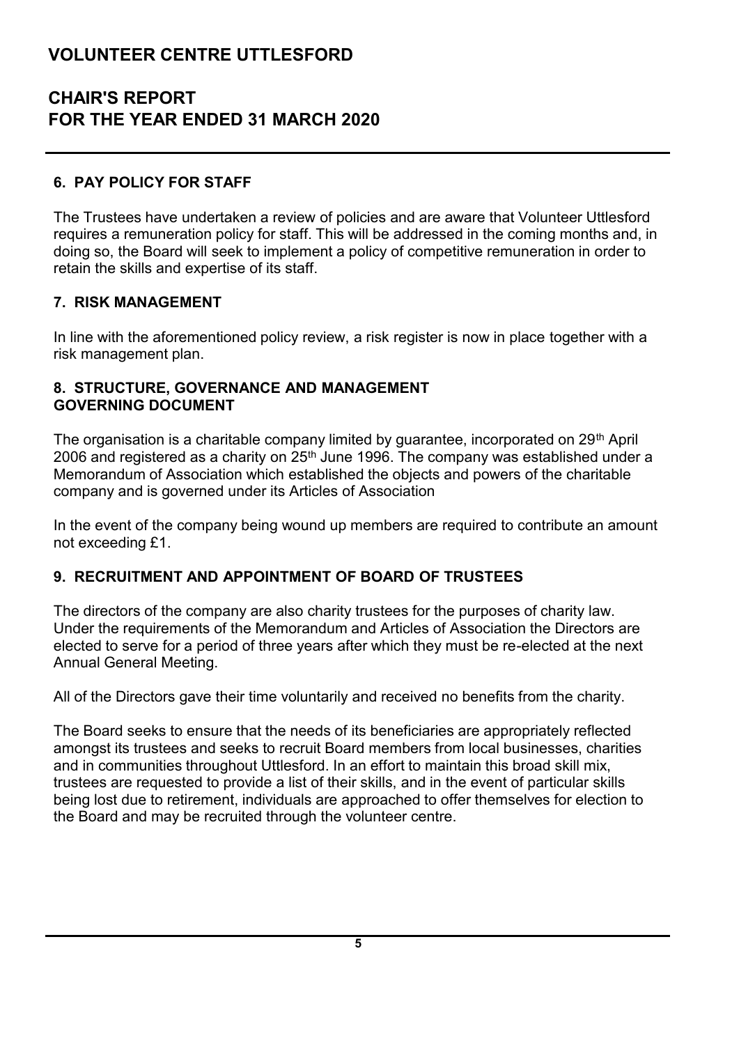# VOLUNTEER CENTRE UTTLESFORD

## CHAIR'S REPORT FOR THE YEAR ENDED 31 MARCH 2020

### 6. PAY POLICY FOR STAFF

The Trustees have undertaken a review of policies and are aware that Volunteer Uttlesford requires a remuneration policy for staff. This will be addressed in the coming months and, in doing so, the Board will seek to implement a policy of competitive remuneration in order to retain the skills and expertise of its staff.

### 7. RISK MANAGEMENT

In line with the aforementioned policy review, a risk register is now in place together with a risk management plan.

### 8. STRUCTURE, GOVERNANCE AND MANAGEMENT GOVERNING DOCUMENT

The organisation is a charitable company limited by guarantee, incorporated on 29th April 2006 and registered as a charity on 25th June 1996. The company was established under a Memorandum of Association which established the objects and powers of the charitable company and is governed under its Articles of Association

In the event of the company being wound up members are required to contribute an amount not exceeding £1.

### 9. RECRUITMENT AND APPOINTMENT OF BOARD OF TRUSTEES

The directors of the company are also charity trustees for the purposes of charity law. Under the requirements of the Memorandum and Articles of Association the Directors are elected to serve for a period of three years after which they must be re-elected at the next Annual General Meeting.

All of the Directors gave their time voluntarily and received no benefits from the charity.

The Board seeks to ensure that the needs of its beneficiaries are appropriately reflected amongst its trustees and seeks to recruit Board members from local businesses, charities and in communities throughout Uttlesford. In an effort to maintain this broad skill mix, trustees are requested to provide a list of their skills, and in the event of particular skills being lost due to retirement, individuals are approached to offer themselves for election to the Board and may be recruited through the volunteer centre.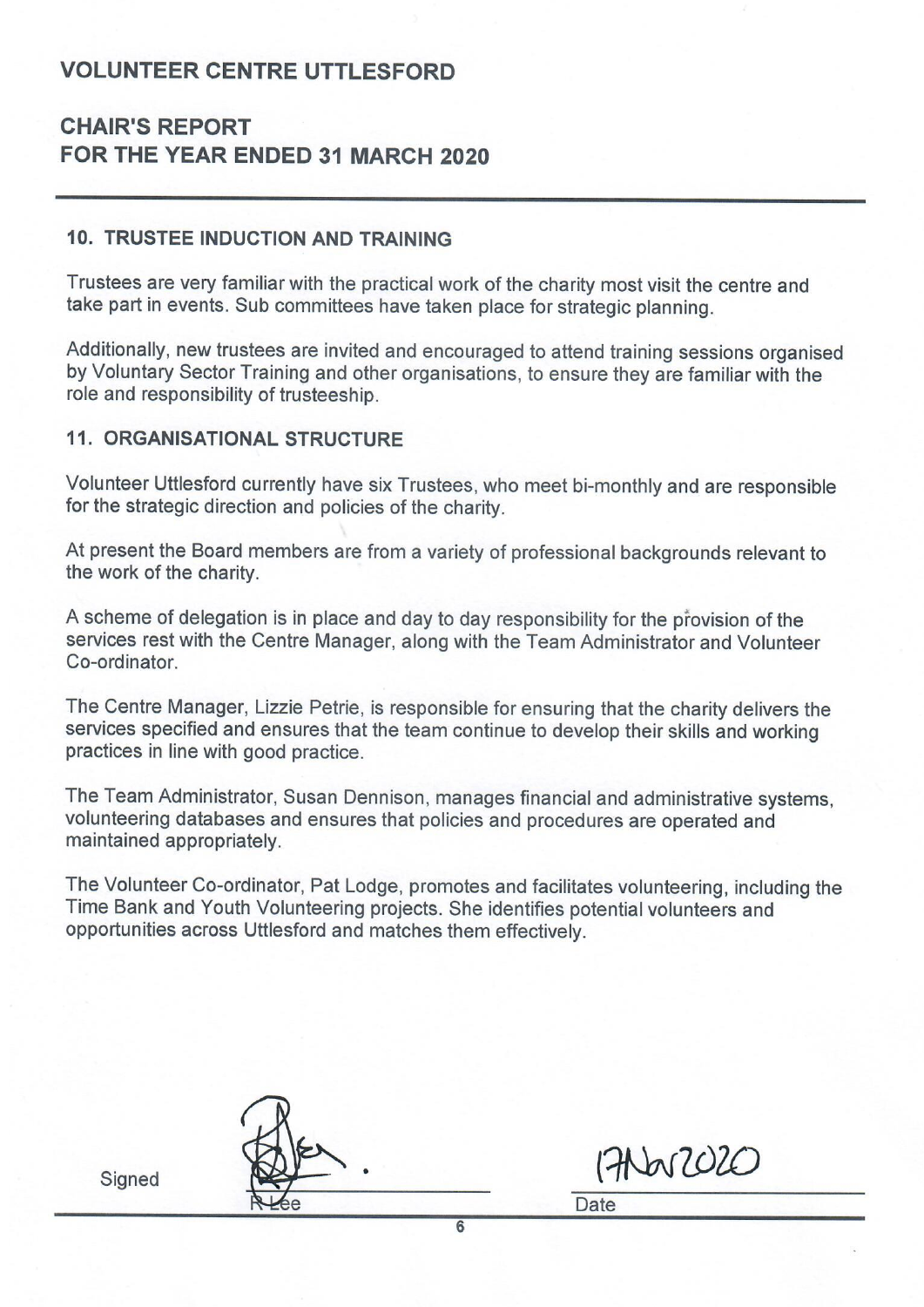# VOLUNTEER CENTRE UTTLESFORD

## CHAIR'S REPORT
## FOR THE YEAR ENDED 31 MARCH 2020

### 10. TRUSTEE INDUCTION AND TRAINING

Trustees are very familiar with the practical work of the charity most visit the centre and take part in events. Sub committees have taken place for strategic planning.

Additionally, new trustees are invited and encouraged to attend training sessions organised by Voluntary Sector Training and other organisations, to ensure they are familiar with the role and responsibility of trusteeship.

### 11. ORGANISATIONAL STRUCTURE

Volunteer Uttlesford currently have six Trustees, who meet bi-monthly and are responsible for the strategic direction and policies of the charity.

At present the Board members are from a variety of professional backgrounds relevant to the work of the charity.

A scheme of delegation is in place and day to day responsibility for the provision of the services rest with the Centre Manager, along with the Team Administrator and Volunteer Co-ordinator.

The Centre Manager, Lizzie Petrie, is responsible for ensuring that the charity delivers the services specified and ensures that the team continue to develop their skills and working practices in line with good practice.

The Team Administrator, Susan Dennison, manages financial and administrative systems, volunteering databases and ensures that policies and procedures are operated and maintained appropriately.

The Volunteer Co-ordinator, Pat Lodge, promotes and facilitates volunteering, including the Time Bank and Youth Volunteering projects. She identifies potential volunteers and opportunities across Uttlesford and matches them effectively.

Signed ______________________ R Lee

Date 17Nov2020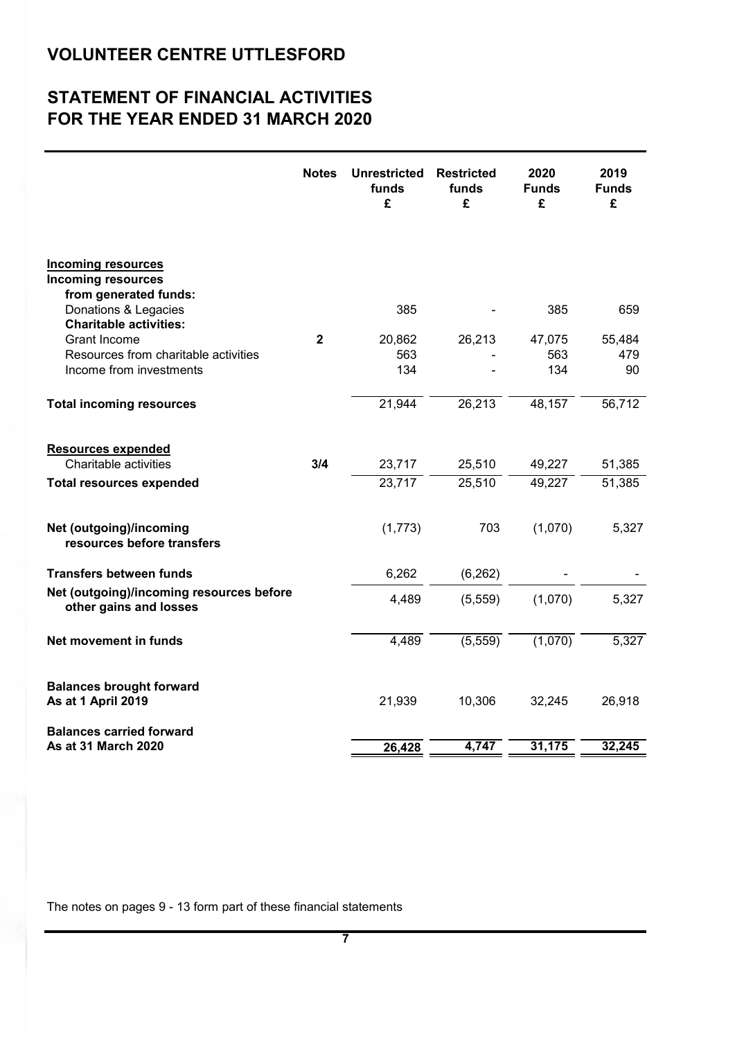# VOLUNTEER CENTRE UTTLESFORD

## STATEMENT OF FINANCIAL ACTIVITIES FOR THE YEAR ENDED 31 MARCH 2020

| | Notes | Unrestricted funds £ | Restricted funds £ | 2020 Funds £ | 2019 Funds £ |
|---|---|---|---|---|---|
| **Incoming resources** | | | | | |
| **Incoming resources from generated funds:** | | | | | |
| Donations & Legacies | | 385 | - | 385 | 659 |
| **Charitable activities:** | | | | | |
| Grant Income | **2** | 20,862 | 26,213 | 47,075 | 55,484 |
| Resources from charitable activities | | 563 | - | 563 | 479 |
| Income from investments | | 134 | - | 134 | 90 |
| **Total incoming resources** | | 21,944 | 26,213 | 48,157 | 56,712 |
| **Resources expended** | | | | | |
| Charitable activities | **3/4** | 23,717 | 25,510 | 49,227 | 51,385 |
| **Total resources expended** | | 23,717 | 25,510 | 49,227 | 51,385 |
| **Net (outgoing)/incoming resources before transfers** | | (1,773) | 703 | (1,070) | 5,327 |
| **Transfers between funds** | | 6,262 | (6,262) | - | - |
| **Net (outgoing)/incoming resources before other gains and losses** | | 4,489 | (5,559) | (1,070) | 5,327 |
| **Net movement in funds** | | 4,489 | (5,559) | (1,070) | 5,327 |
| **Balances brought forward As at 1 April 2019** | | 21,939 | 10,306 | 32,245 | 26,918 |
| **Balances carried forward As at 31 March 2020** | | 26,428 | 4,747 | 31,175 | 32,245 |

The notes on pages 9 - 13 form part of these financial statements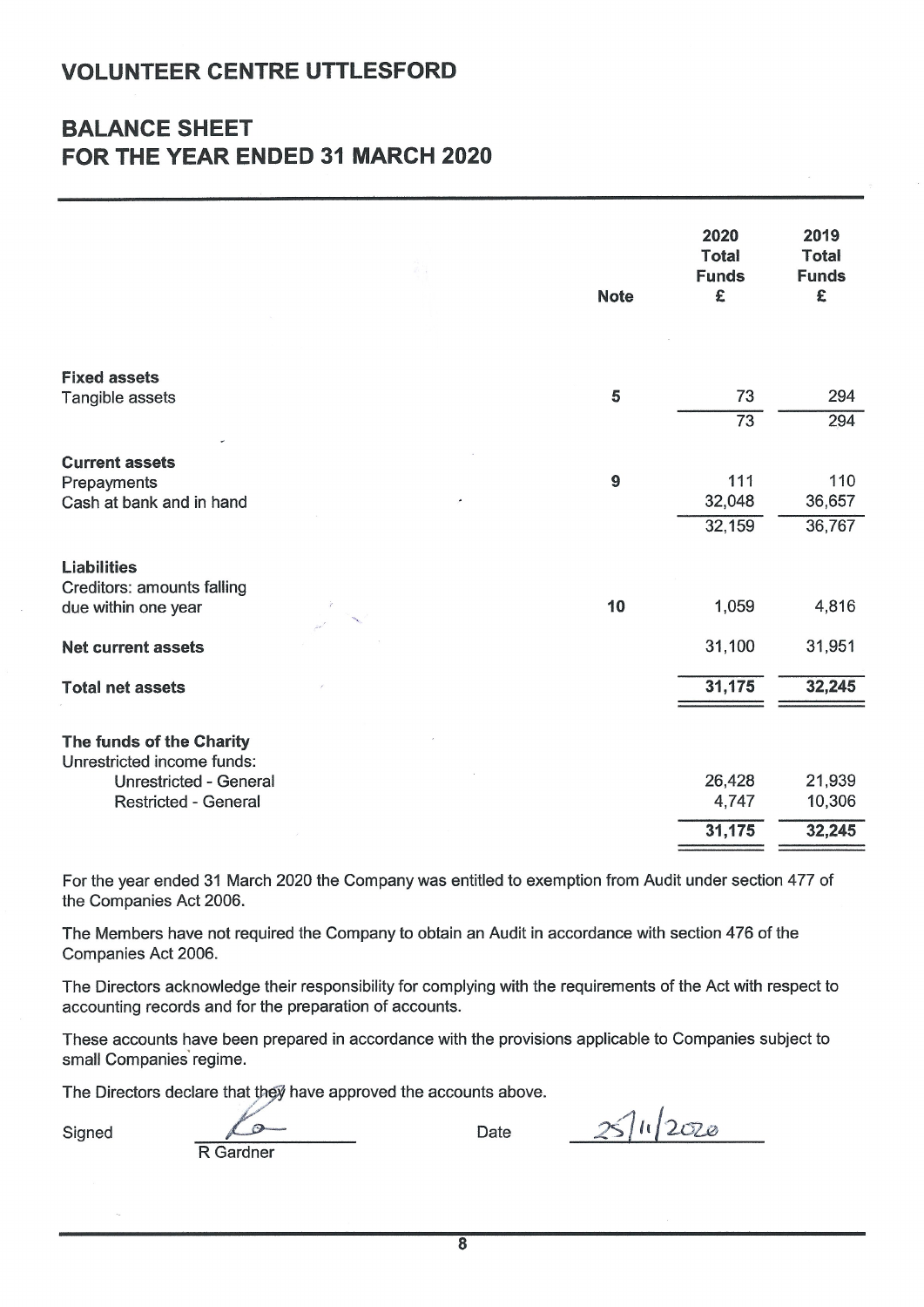# VOLUNTEER CENTRE UTTLESFORD

## BALANCE SHEET
## FOR THE YEAR ENDED 31 MARCH 2020

| | Note | 2020 Total Funds £ | 2019 Total Funds £ |
|---|---|---|---|
| **Fixed assets** | | | |
| Tangible assets | 5 | 73 | 294 |
| | | 73 | 294 |
| **Current assets** | | | |
| Prepayments | 9 | 111 | 110 |
| Cash at bank and in hand | | 32,048 | 36,657 |
| | | 32,159 | 36,767 |
| **Liabilities** | | | |
| Creditors: amounts falling due within one year | 10 | 1,059 | 4,816 |
| **Net current assets** | | 31,100 | 31,951 |
| **Total net assets** | | 31,175 | 32,245 |
| **The funds of the Charity** | | | |
| Unrestricted income funds: | | | |
| Unrestricted - General | | 26,428 | 21,939 |
| Restricted - General | | 4,747 | 10,306 |
| | | 31,175 | 32,245 |

For the year ended 31 March 2020 the Company was entitled to exemption from Audit under section 477 of the Companies Act 2006.

The Members have not required the Company to obtain an Audit in accordance with section 476 of the Companies Act 2006.

The Directors acknowledge their responsibility for complying with the requirements of the Act with respect to accounting records and for the preparation of accounts.

These accounts have been prepared in accordance with the provisions applicable to Companies subject to small Companies regime.

The Directors declare that they have approved the accounts above.

Signed R Gardner Date 25/11/2020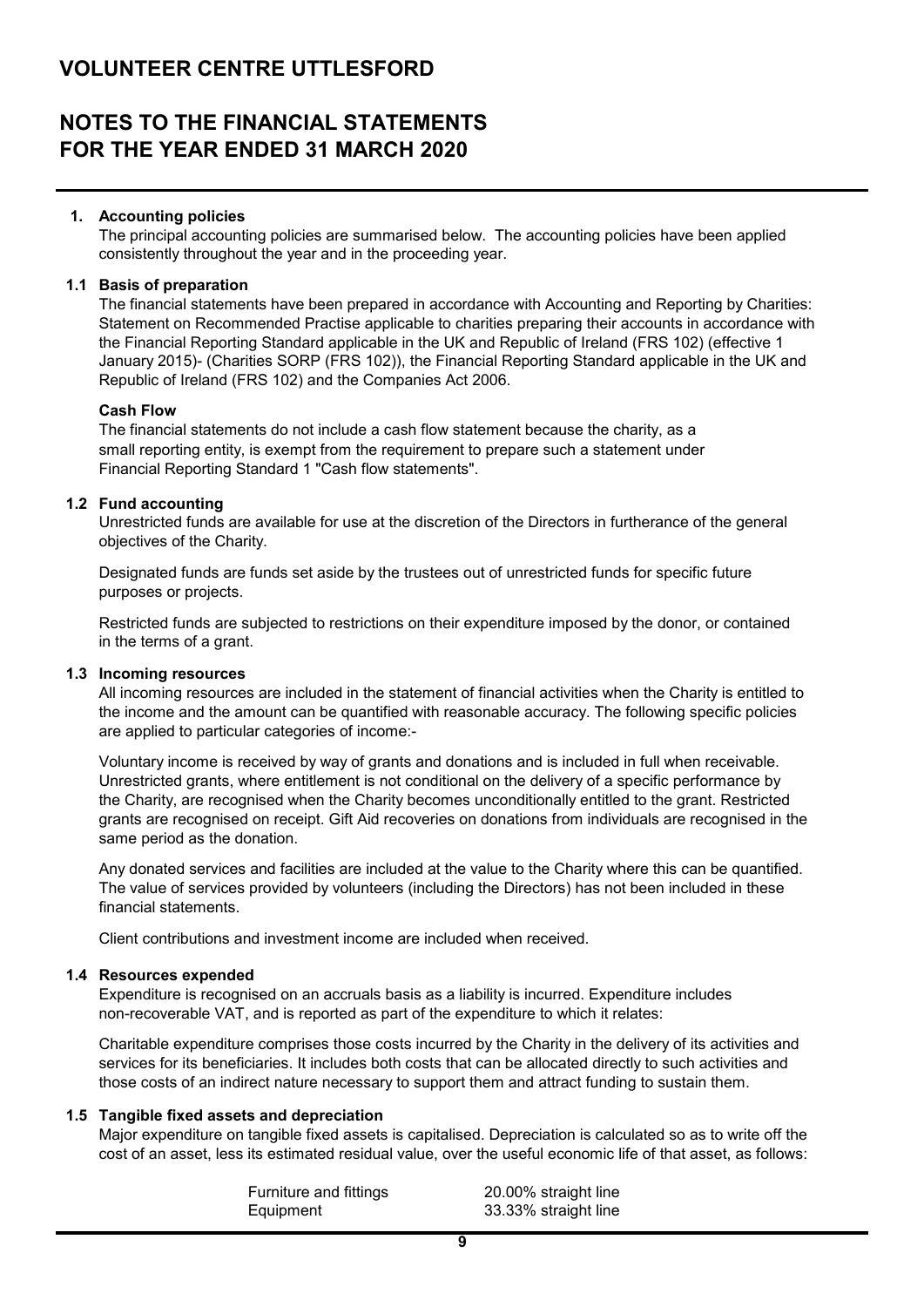# VOLUNTEER CENTRE UTTLESFORD

## NOTES TO THE FINANCIAL STATEMENTS FOR THE YEAR ENDED 31 MARCH 2020

### 1. Accounting policies

The principal accounting policies are summarised below. The accounting policies have been applied consistently throughout the year and in the proceeding year.

### 1.1 Basis of preparation

The financial statements have been prepared in accordance with Accounting and Reporting by Charities: Statement on Recommended Practise applicable to charities preparing their accounts in accordance with the Financial Reporting Standard applicable in the UK and Republic of Ireland (FRS 102) (effective 1 January 2015)- (Charities SORP (FRS 102)), the Financial Reporting Standard applicable in the UK and Republic of Ireland (FRS 102) and the Companies Act 2006.

**Cash Flow**

The financial statements do not include a cash flow statement because the charity, as a small reporting entity, is exempt from the requirement to prepare such a statement under Financial Reporting Standard 1 "Cash flow statements".

### 1.2 Fund accounting

Unrestricted funds are available for use at the discretion of the Directors in furtherance of the general objectives of the Charity.

Designated funds are funds set aside by the trustees out of unrestricted funds for specific future purposes or projects.

Restricted funds are subjected to restrictions on their expenditure imposed by the donor, or contained in the terms of a grant.

### 1.3 Incoming resources

All incoming resources are included in the statement of financial activities when the Charity is entitled to the income and the amount can be quantified with reasonable accuracy. The following specific policies are applied to particular categories of income:-

Voluntary income is received by way of grants and donations and is included in full when receivable. Unrestricted grants, where entitlement is not conditional on the delivery of a specific performance by the Charity, are recognised when the Charity becomes unconditionally entitled to the grant. Restricted grants are recognised on receipt. Gift Aid recoveries on donations from individuals are recognised in the same period as the donation.

Any donated services and facilities are included at the value to the Charity where this can be quantified. The value of services provided by volunteers (including the Directors) has not been included in these financial statements.

Client contributions and investment income are included when received.

### 1.4 Resources expended

Expenditure is recognised on an accruals basis as a liability is incurred. Expenditure includes non-recoverable VAT, and is reported as part of the expenditure to which it relates:

Charitable expenditure comprises those costs incurred by the Charity in the delivery of its activities and services for its beneficiaries. It includes both costs that can be allocated directly to such activities and those costs of an indirect nature necessary to support them and attract funding to sustain them.

### 1.5 Tangible fixed assets and depreciation

Major expenditure on tangible fixed assets is capitalised. Depreciation is calculated so as to write off the cost of an asset, less its estimated residual value, over the useful economic life of that asset, as follows:

| | |
|---|---|
| Furniture and fittings | 20.00% straight line |
| Equipment | 33.33% straight line |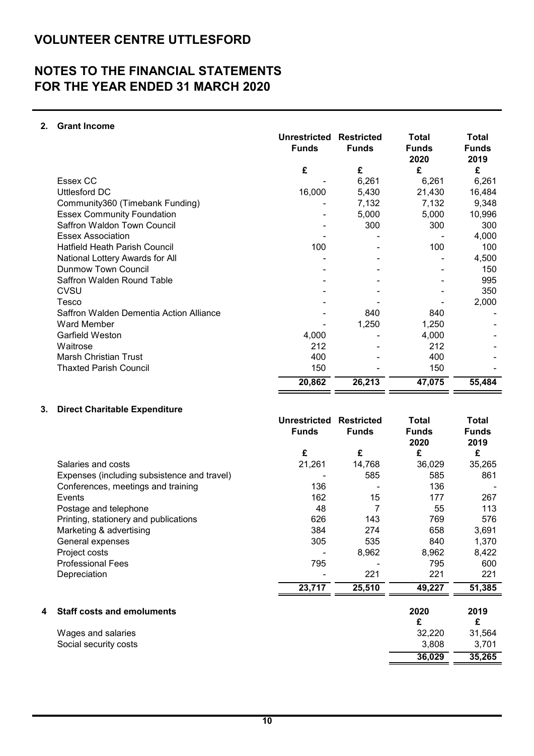# VOLUNTEER CENTRE UTTLESFORD

## NOTES TO THE FINANCIAL STATEMENTS FOR THE YEAR ENDED 31 MARCH 2020

### 2. Grant Income

| | Unrestricted Funds | Restricted Funds | Total Funds 2020 | Total Funds 2019 |
|---|---|---|---|---|
| | £ | £ | £ | £ |
| Essex CC | - | 6,261 | 6,261 | 6,261 |
| Uttlesford DC | 16,000 | 5,430 | 21,430 | 16,484 |
| Community360 (Timebank Funding) | - | 7,132 | 7,132 | 9,348 |
| Essex Community Foundation | - | 5,000 | 5,000 | 10,996 |
| Saffron Waldon Town Council | - | 300 | 300 | 300 |
| Essex Association | - | - | - | 4,000 |
| Hatfield Heath Parish Council | 100 | - | 100 | 100 |
| National Lottery Awards for All | - | - | - | 4,500 |
| Dunmow Town Council | - | - | - | 150 |
| Saffron Walden Round Table | - | - | - | 995 |
| CVSU | - | - | - | 350 |
| Tesco | - | - | - | 2,000 |
| Saffron Walden Dementia Action Alliance | - | 840 | 840 | - |
| Ward Member | - | 1,250 | 1,250 | - |
| Garfield Weston | 4,000 | - | 4,000 | - |
| Waitrose | 212 | - | 212 | - |
| Marsh Christian Trust | 400 | - | 400 | - |
| Thaxted Parish Council | 150 | - | 150 | - |
| | **20,862** | **26,213** | **47,075** | **55,484** |

### 3. Direct Charitable Expenditure

| | Unrestricted Funds | Restricted Funds | Total Funds 2020 | Total Funds 2019 |
|---|---|---|---|---|
| | £ | £ | £ | £ |
| Salaries and costs | 21,261 | 14,768 | 36,029 | 35,265 |
| Expenses (including subsistence and travel) | - | 585 | 585 | 861 |
| Conferences, meetings and training | 136 | - | 136 | - |
| Events | 162 | 15 | 177 | 267 |
| Postage and telephone | 48 | 7 | 55 | 113 |
| Printing, stationery and publications | 626 | 143 | 769 | 576 |
| Marketing & advertising | 384 | 274 | 658 | 3,691 |
| General expenses | 305 | 535 | 840 | 1,370 |
| Project costs | - | 8,962 | 8,962 | 8,422 |
| Professional Fees | 795 | - | 795 | 600 |
| Depreciation | - | 221 | 221 | 221 |
| | **23,717** | **25,510** | **49,227** | **51,385** |

### 4 Staff costs and emoluments

| | 2020 | 2019 |
|---|---|---|
| | £ | £ |
| Wages and salaries | 32,220 | 31,564 |
| Social security costs | 3,808 | 3,701 |
| | **36,029** | **35,265** |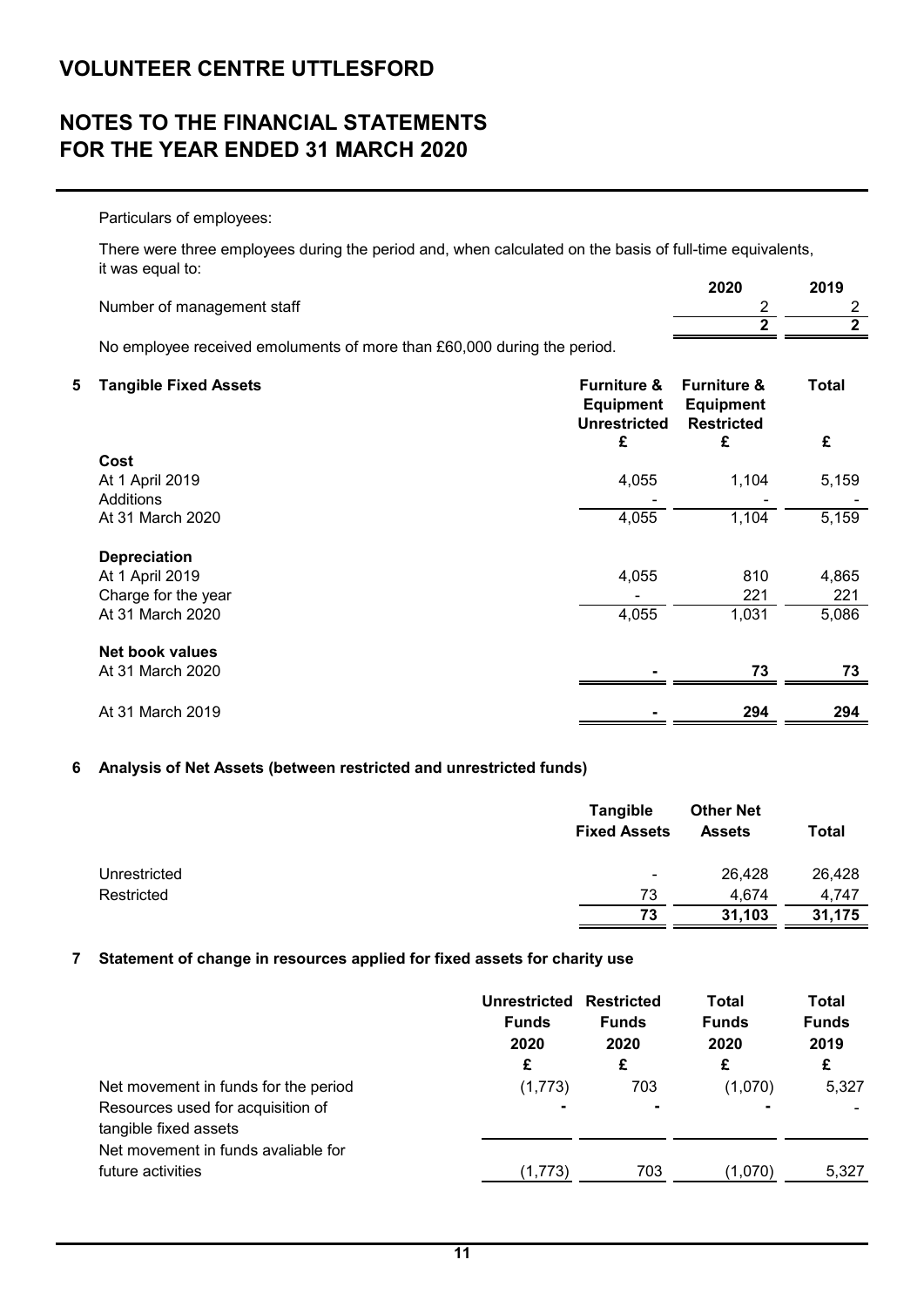# VOLUNTEER CENTRE UTTLESFORD

## NOTES TO THE FINANCIAL STATEMENTS FOR THE YEAR ENDED 31 MARCH 2020

Particulars of employees:

There were three employees during the period and, when calculated on the basis of full-time equivalents, it was equal to:

| | 2020 | 2019 |
|---|---|---|
| Number of management staff | 2 | 2 |
| | **2** | **2** |

No employee received emoluments of more than £60,000 during the period.

### 5 Tangible Fixed Assets

| | Furniture & Equipment Unrestricted | Furniture & Equipment Restricted | Total |
|---|---|---|---|
| | £ | £ | £ |
| **Cost** | | | |
| At 1 April 2019 | 4,055 | 1,104 | 5,159 |
| Additions | - | - | - |
| At 31 March 2020 | 4,055 | 1,104 | 5,159 |
| **Depreciation** | | | |
| At 1 April 2019 | 4,055 | 810 | 4,865 |
| Charge for the year | - | 221 | 221 |
| At 31 March 2020 | 4,055 | 1,031 | 5,086 |
| **Net book values** | | | |
| At 31 March 2020 | **-** | **73** | **73** |
| At 31 March 2019 | **-** | **294** | **294** |

### 6 Analysis of Net Assets (between restricted and unrestricted funds)

| | Tangible Fixed Assets | Other Net Assets | Total |
|---|---|---|---|
| Unrestricted | - | 26,428 | 26,428 |
| Restricted | 73 | 4,674 | 4,747 |
| | **73** | **31,103** | **31,175** |

### 7 Statement of change in resources applied for fixed assets for charity use

| | Unrestricted Funds 2020 | Restricted Funds 2020 | Total Funds 2020 | Total Funds 2019 |
|---|---|---|---|---|
| | £ | £ | £ | £ |
| Net movement in funds for the period | (1,773) | 703 | (1,070) | 5,327 |
| Resources used for acquisition of tangible fixed assets | - | - | - | - |
| Net movement in funds avaliable for future activities | (1,773) | 703 | (1,070) | 5,327 |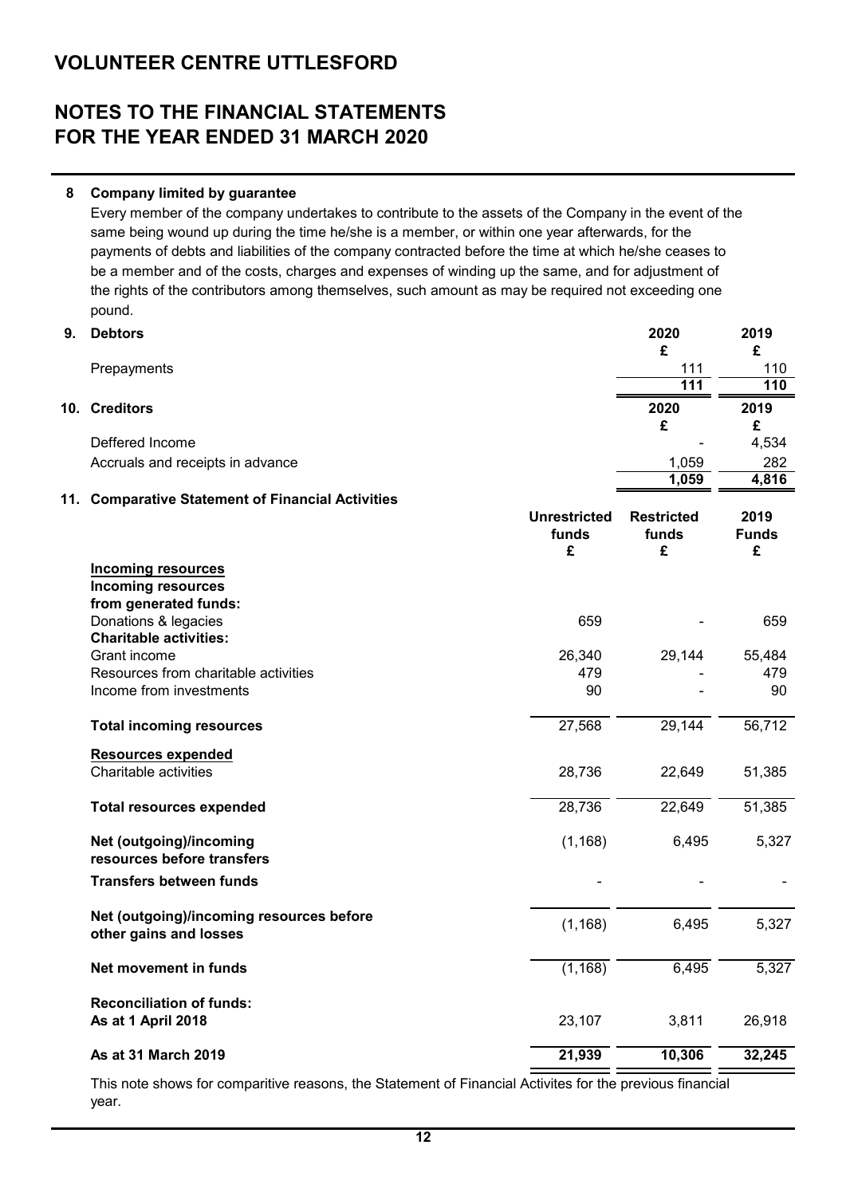# VOLUNTEER CENTRE UTTLESFORD

## NOTES TO THE FINANCIAL STATEMENTS FOR THE YEAR ENDED 31 MARCH 2020

### 8 Company limited by guarantee

Every member of the company undertakes to contribute to the assets of the Company in the event of the same being wound up during the time he/she is a member, or within one year afterwards, for the payments of debts and liabilities of the company contracted before the time at which he/she ceases to be a member and of the costs, charges and expenses of winding up the same, and for adjustment of the rights of the contributors among themselves, such amount as may be required not exceeding one pound.

### 9. Debtors

| | 2020 £ | 2019 £ |
|---|---|---|
| Prepayments | 111 | 110 |
| | **111** | **110** |

### 10. Creditors

| | 2020 £ | 2019 £ |
|---|---|---|
| Deffered Income | - | 4,534 |
| Accruals and receipts in advance | 1,059 | 282 |
| | **1,059** | **4,816** |

### 11. Comparative Statement of Financial Activities

| | Unrestricted funds £ | Restricted funds £ | 2019 Funds £ |
|---|---|---|---|
| **Incoming resources** | | | |
| **Incoming resources from generated funds:** | | | |
| Donations & legacies | 659 | - | 659 |
| **Charitable activities:** | | | |
| Grant income | 26,340 | 29,144 | 55,484 |
| Resources from charitable activities | 479 | - | 479 |
| Income from investments | 90 | - | 90 |
| **Total incoming resources** | 27,568 | 29,144 | 56,712 |
| **Resources expended** | | | |
| Charitable activities | 28,736 | 22,649 | 51,385 |
| **Total resources expended** | 28,736 | 22,649 | 51,385 |
| **Net (outgoing)/incoming resources before transfers** | (1,168) | 6,495 | 5,327 |
| **Transfers between funds** | - | - | - |
| **Net (outgoing)/incoming resources before other gains and losses** | (1,168) | 6,495 | 5,327 |
| **Net movement in funds** | (1,168) | 6,495 | 5,327 |
| **Reconciliation of funds:** | | | |
| **As at 1 April 2018** | 23,107 | 3,811 | 26,918 |
| **As at 31 March 2019** | **21,939** | **10,306** | **32,245** |

This note shows for comparitive reasons, the Statement of Financial Activites for the previous financial year.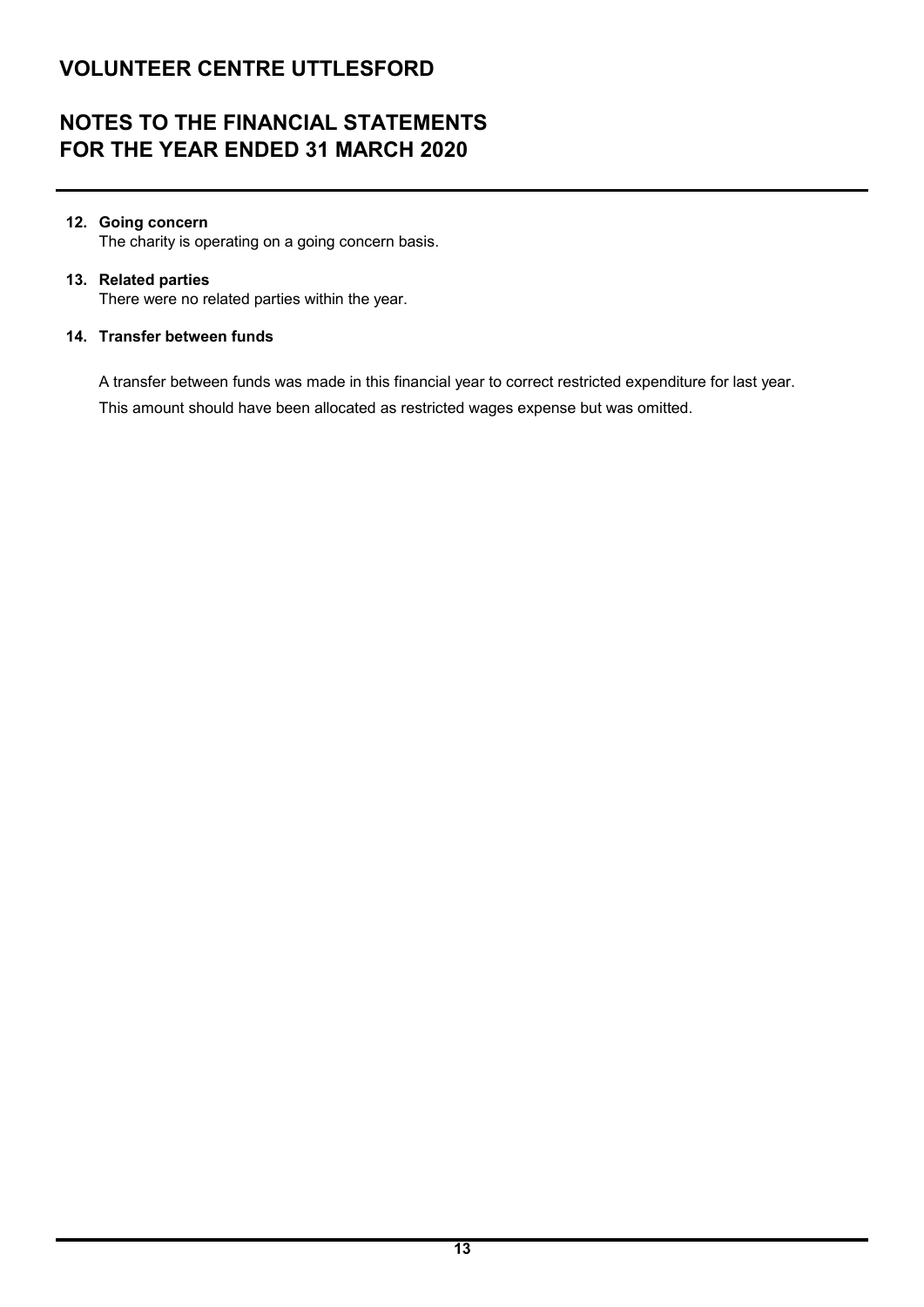# VOLUNTEER CENTRE UTTLESFORD

## NOTES TO THE FINANCIAL STATEMENTS FOR THE YEAR ENDED 31 MARCH 2020

**12. Going concern**
The charity is operating on a going concern basis.

**13. Related parties**
There were no related parties within the year.

**14. Transfer between funds**

A transfer between funds was made in this financial year to correct restricted expenditure for last year.

This amount should have been allocated as restricted wages expense but was omitted.